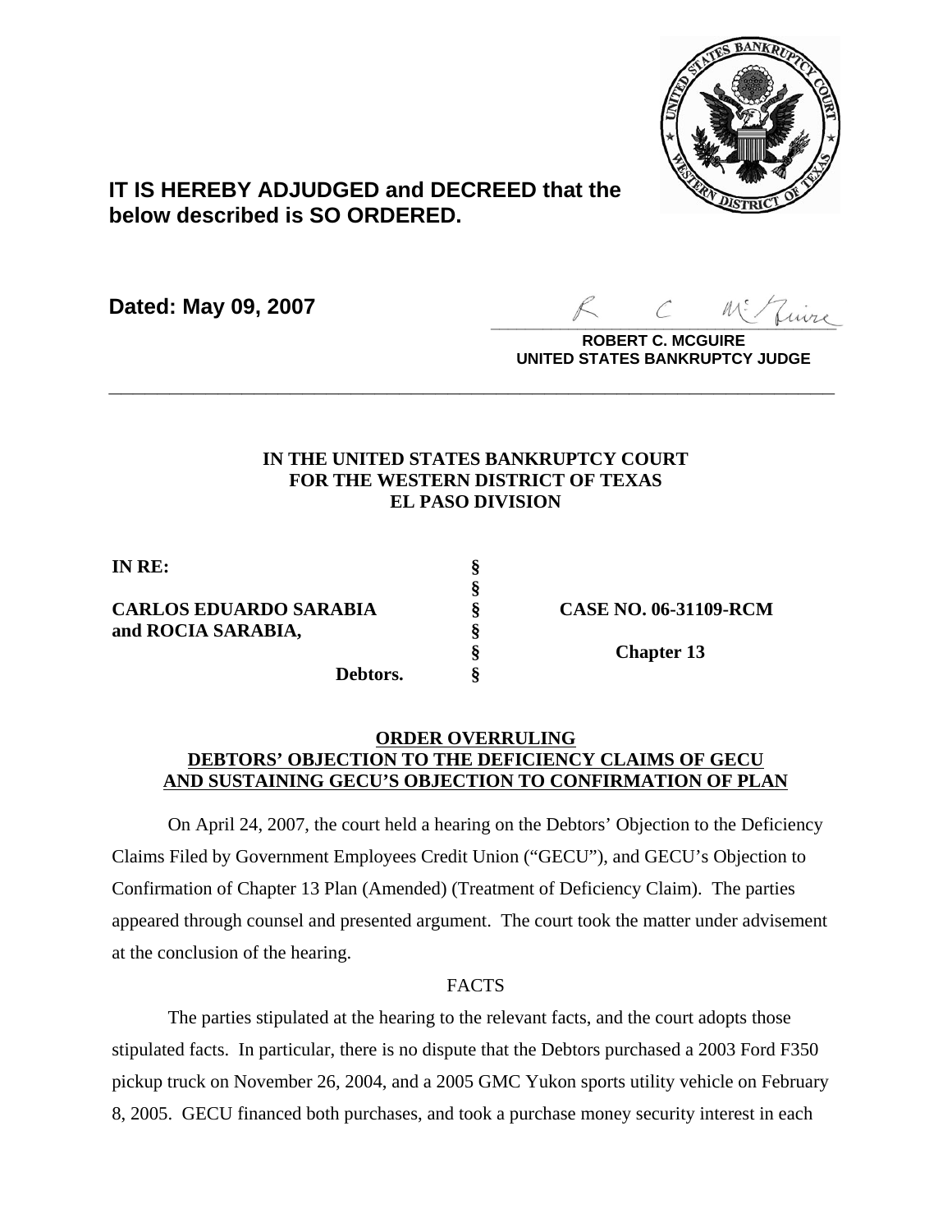**IT IS HEREBY ADJUDGED and DECREED that the below described is SO ORDERED.**

**Dated: May 09, 2007**

**ROBERT C. MCGUIRE**
**UNITED STATES BANKRUPTCY JUDGE**

---

**IN THE UNITED STATES BANKRUPTCY COURT**
**FOR THE WESTERN DISTRICT OF TEXAS**
**EL PASO DIVISION**

| | | |
|---|---|---|
| **IN RE:** | § | |
| | § | |
| **CARLOS EDUARDO SARABIA** | § | **CASE NO. 06-31109-RCM** |
| **and ROCIA SARABIA,** | § | |
| | § | **Chapter 13** |
| **Debtors.** | § | |

**ORDER OVERRULING**
**DEBTORS' OBJECTION TO THE DEFICIENCY CLAIMS OF GECU**
**AND SUSTAINING GECU'S OBJECTION TO CONFIRMATION OF PLAN**

On April 24, 2007, the court held a hearing on the Debtors' Objection to the Deficiency Claims Filed by Government Employees Credit Union ("GECU"), and GECU's Objection to Confirmation of Chapter 13 Plan (Amended) (Treatment of Deficiency Claim). The parties appeared through counsel and presented argument. The court took the matter under advisement at the conclusion of the hearing.

FACTS

The parties stipulated at the hearing to the relevant facts, and the court adopts those stipulated facts. In particular, there is no dispute that the Debtors purchased a 2003 Ford F350 pickup truck on November 26, 2004, and a 2005 GMC Yukon sports utility vehicle on February 8, 2005. GECU financed both purchases, and took a purchase money security interest in each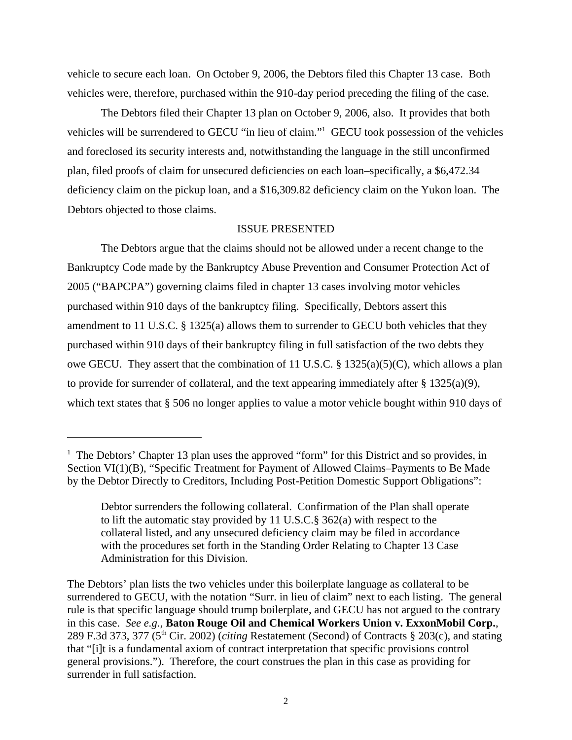vehicle to secure each loan. On October 9, 2006, the Debtors filed this Chapter 13 case. Both vehicles were, therefore, purchased within the 910-day period preceding the filing of the case.

The Debtors filed their Chapter 13 plan on October 9, 2006, also. It provides that both vehicles will be surrendered to GECU "in lieu of claim."[1] GECU took possession of the vehicles and foreclosed its security interests and, notwithstanding the language in the still unconfirmed plan, filed proofs of claim for unsecured deficiencies on each loan–specifically, a $6,472.34 deficiency claim on the pickup loan, and a $16,309.82 deficiency claim on the Yukon loan. The Debtors objected to those claims.

## ISSUE PRESENTED

The Debtors argue that the claims should not be allowed under a recent change to the Bankruptcy Code made by the Bankruptcy Abuse Prevention and Consumer Protection Act of 2005 ("BAPCPA") governing claims filed in chapter 13 cases involving motor vehicles purchased within 910 days of the bankruptcy filing. Specifically, Debtors assert this amendment to 11 U.S.C. § 1325(a) allows them to surrender to GECU both vehicles that they purchased within 910 days of their bankruptcy filing in full satisfaction of the two debts they owe GECU. They assert that the combination of 11 U.S.C. § 1325(a)(5)(C), which allows a plan to provide for surrender of collateral, and the text appearing immediately after § 1325(a)(9), which text states that § 506 no longer applies to value a motor vehicle bought within 910 days of

---

[1] The Debtors' Chapter 13 plan uses the approved "form" for this District and so provides, in Section VI(1)(B), "Specific Treatment for Payment of Allowed Claims–Payments to Be Made by the Debtor Directly to Creditors, Including Post-Petition Domestic Support Obligations":

> Debtor surrenders the following collateral. Confirmation of the Plan shall operate to lift the automatic stay provided by 11 U.S.C.§ 362(a) with respect to the collateral listed, and any unsecured deficiency claim may be filed in accordance with the procedures set forth in the Standing Order Relating to Chapter 13 Case Administration for this Division.

The Debtors' plan lists the two vehicles under this boilerplate language as collateral to be surrendered to GECU, with the notation "Surr. in lieu of claim" next to each listing. The general rule is that specific language should trump boilerplate, and GECU has not argued to the contrary in this case. *See e.g.*, **Baton Rouge Oil and Chemical Workers Union v. ExxonMobil Corp.**, 289 F.3d 373, 377 (5th Cir. 2002) (*citing* Restatement (Second) of Contracts § 203(c), and stating that "[i]t is a fundamental axiom of contract interpretation that specific provisions control general provisions."). Therefore, the court construes the plan in this case as providing for surrender in full satisfaction.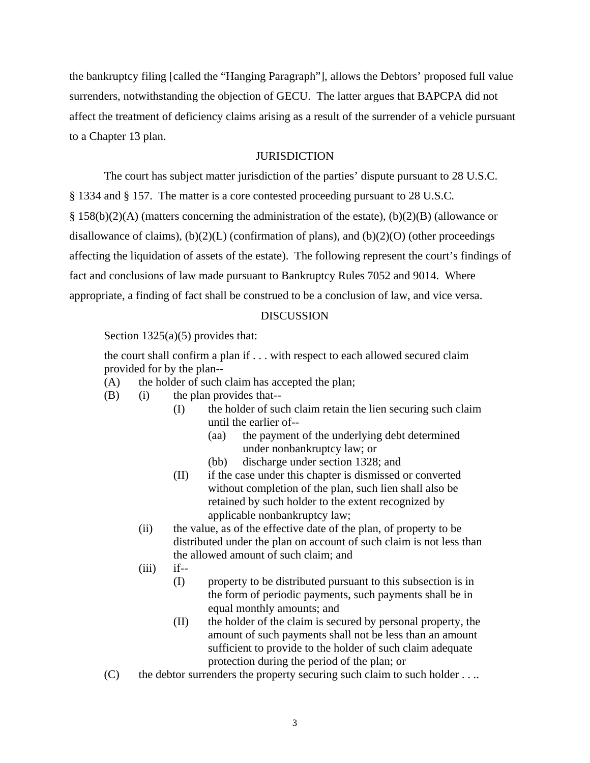the bankruptcy filing [called the "Hanging Paragraph"], allows the Debtors' proposed full value surrenders, notwithstanding the objection of GECU. The latter argues that BAPCPA did not affect the treatment of deficiency claims arising as a result of the surrender of a vehicle pursuant to a Chapter 13 plan.

## JURISDICTION

The court has subject matter jurisdiction of the parties' dispute pursuant to 28 U.S.C. § 1334 and § 157. The matter is a core contested proceeding pursuant to 28 U.S.C. § 158(b)(2)(A) (matters concerning the administration of the estate), (b)(2)(B) (allowance or disallowance of claims), (b)(2)(L) (confirmation of plans), and (b)(2)(O) (other proceedings affecting the liquidation of assets of the estate). The following represent the court's findings of fact and conclusions of law made pursuant to Bankruptcy Rules 7052 and 9014. Where appropriate, a finding of fact shall be construed to be a conclusion of law, and vice versa.

## DISCUSSION

Section 1325(a)(5) provides that:

> the court shall confirm a plan if . . . with respect to each allowed secured claim provided for by the plan--
>
> (A) the holder of such claim has accepted the plan;
>
> (B) (i) the plan provides that--
>
> (I) the holder of such claim retain the lien securing such claim until the earlier of--
>
> (aa) the payment of the underlying debt determined under nonbankruptcy law; or
>
> (bb) discharge under section 1328; and
>
> (II) if the case under this chapter is dismissed or converted without completion of the plan, such lien shall also be retained by such holder to the extent recognized by applicable nonbankruptcy law;
>
> (ii) the value, as of the effective date of the plan, of property to be distributed under the plan on account of such claim is not less than the allowed amount of such claim; and
>
> (iii) if--
>
> (I) property to be distributed pursuant to this subsection is in the form of periodic payments, such payments shall be in equal monthly amounts; and
>
> (II) the holder of the claim is secured by personal property, the amount of such payments shall not be less than an amount sufficient to provide to the holder of such claim adequate protection during the period of the plan; or
>
> (C) the debtor surrenders the property securing such claim to such holder . . ..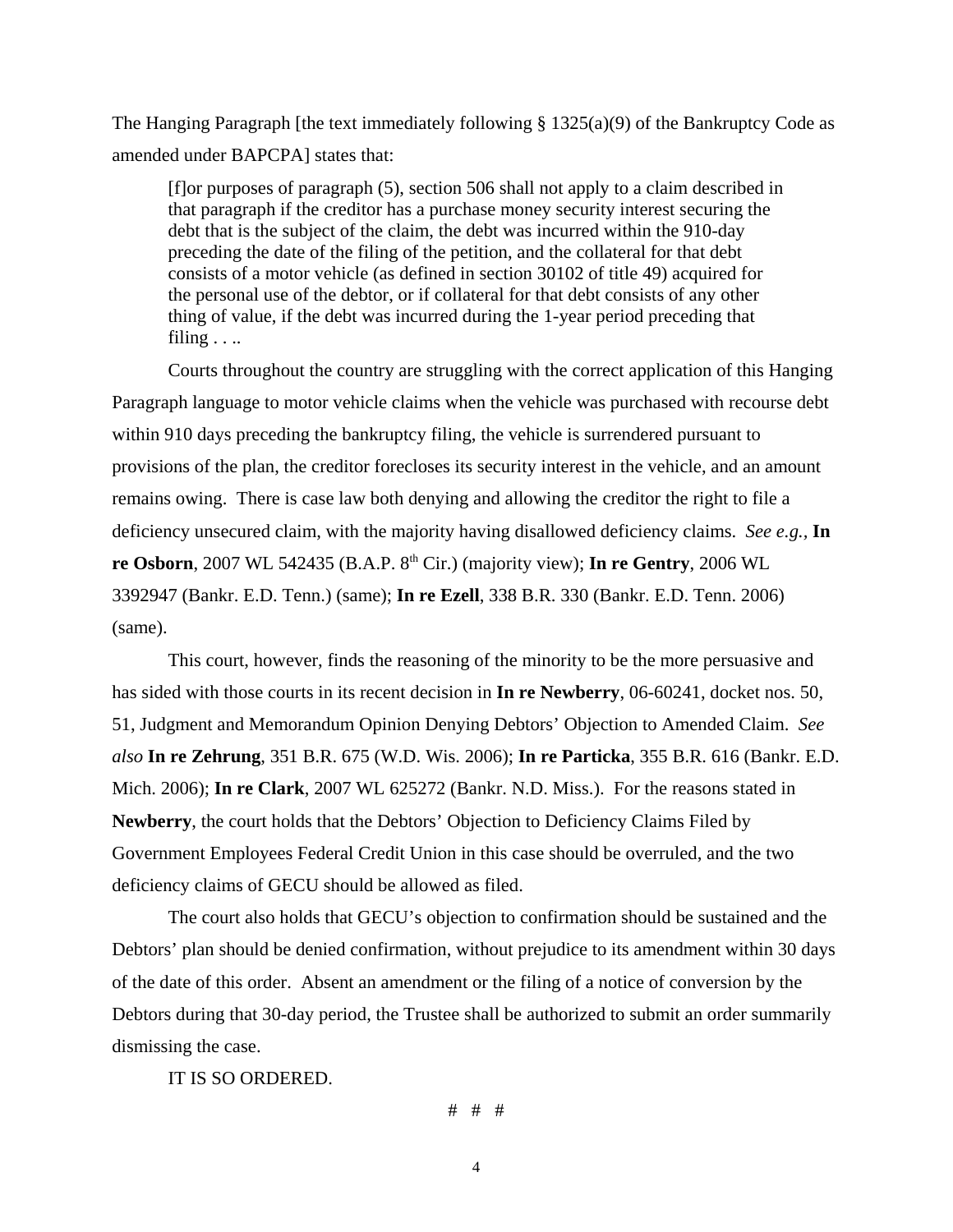The Hanging Paragraph [the text immediately following § 1325(a)(9) of the Bankruptcy Code as amended under BAPCPA] states that:

> [f]or purposes of paragraph (5), section 506 shall not apply to a claim described in that paragraph if the creditor has a purchase money security interest securing the debt that is the subject of the claim, the debt was incurred within the 910-day preceding the date of the filing of the petition, and the collateral for that debt consists of a motor vehicle (as defined in section 30102 of title 49) acquired for the personal use of the debtor, or if collateral for that debt consists of any other thing of value, if the debt was incurred during the 1-year period preceding that filing . . ..

Courts throughout the country are struggling with the correct application of this Hanging Paragraph language to motor vehicle claims when the vehicle was purchased with recourse debt within 910 days preceding the bankruptcy filing, the vehicle is surrendered pursuant to provisions of the plan, the creditor forecloses its security interest in the vehicle, and an amount remains owing. There is case law both denying and allowing the creditor the right to file a deficiency unsecured claim, with the majority having disallowed deficiency claims. *See e.g.,* **In re Osborn**, 2007 WL 542435 (B.A.P. 8th Cir.) (majority view); **In re Gentry**, 2006 WL 3392947 (Bankr. E.D. Tenn.) (same); **In re Ezell**, 338 B.R. 330 (Bankr. E.D. Tenn. 2006) (same).

This court, however, finds the reasoning of the minority to be the more persuasive and has sided with those courts in its recent decision in **In re Newberry**, 06-60241, docket nos. 50, 51, Judgment and Memorandum Opinion Denying Debtors' Objection to Amended Claim. *See also* **In re Zehrung**, 351 B.R. 675 (W.D. Wis. 2006); **In re Particka**, 355 B.R. 616 (Bankr. E.D. Mich. 2006); **In re Clark**, 2007 WL 625272 (Bankr. N.D. Miss.). For the reasons stated in **Newberry**, the court holds that the Debtors' Objection to Deficiency Claims Filed by Government Employees Federal Credit Union in this case should be overruled, and the two deficiency claims of GECU should be allowed as filed.

The court also holds that GECU's objection to confirmation should be sustained and the Debtors' plan should be denied confirmation, without prejudice to its amendment within 30 days of the date of this order. Absent an amendment or the filing of a notice of conversion by the Debtors during that 30-day period, the Trustee shall be authorized to submit an order summarily dismissing the case.

IT IS SO ORDERED.

# # #